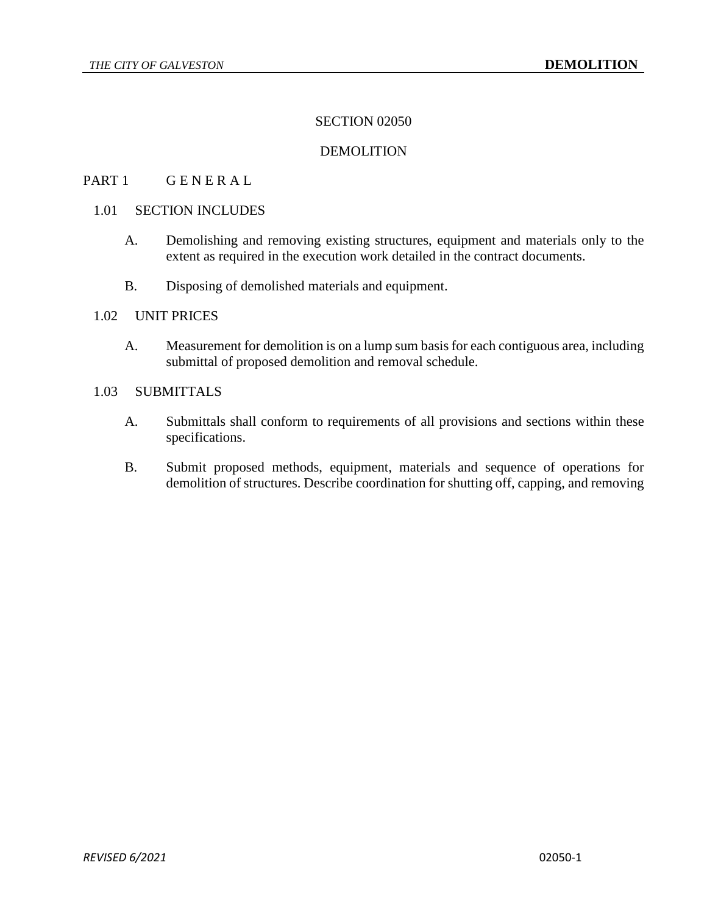# SECTION 02050

# DEMOLITION

## PART 1 G E N E R A L

### 1.01 SECTION INCLUDES

A. Demolishing and removing existing structures, equipment and materials only to the extent as required in the execution work detailed in the contract documents.

B. Disposing of demolished materials and equipment.

### 1.02 UNIT PRICES

A. Measurement for demolition is on a lump sum basis for each contiguous area, including submittal of proposed demolition and removal schedule.

### 1.03 SUBMITTALS

A. Submittals shall conform to requirements of all provisions and sections within these specifications.

B. Submit proposed methods, equipment, materials and sequence of operations for demolition of structures. Describe coordination for shutting off, capping, and removing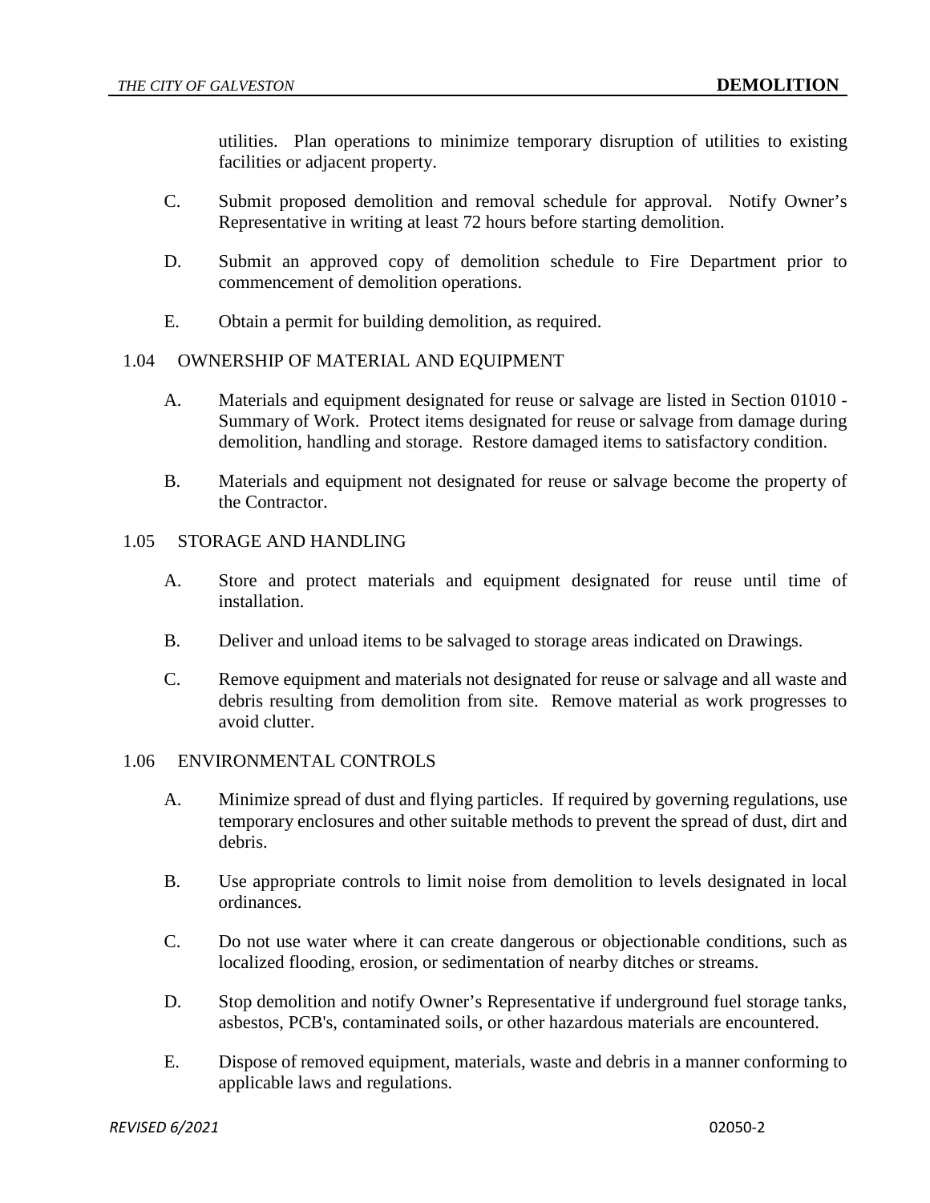utilities. Plan operations to minimize temporary disruption of utilities to existing facilities or adjacent property.

C. Submit proposed demolition and removal schedule for approval. Notify Owner's Representative in writing at least 72 hours before starting demolition.

D. Submit an approved copy of demolition schedule to Fire Department prior to commencement of demolition operations.

E. Obtain a permit for building demolition, as required.

### 1.04 OWNERSHIP OF MATERIAL AND EQUIPMENT

A. Materials and equipment designated for reuse or salvage are listed in Section 01010 - Summary of Work. Protect items designated for reuse or salvage from damage during demolition, handling and storage. Restore damaged items to satisfactory condition.

B. Materials and equipment not designated for reuse or salvage become the property of the Contractor.

### 1.05 STORAGE AND HANDLING

A. Store and protect materials and equipment designated for reuse until time of installation.

B. Deliver and unload items to be salvaged to storage areas indicated on Drawings.

C. Remove equipment and materials not designated for reuse or salvage and all waste and debris resulting from demolition from site. Remove material as work progresses to avoid clutter.

### 1.06 ENVIRONMENTAL CONTROLS

A. Minimize spread of dust and flying particles. If required by governing regulations, use temporary enclosures and other suitable methods to prevent the spread of dust, dirt and debris.

B. Use appropriate controls to limit noise from demolition to levels designated in local ordinances.

C. Do not use water where it can create dangerous or objectionable conditions, such as localized flooding, erosion, or sedimentation of nearby ditches or streams.

D. Stop demolition and notify Owner's Representative if underground fuel storage tanks, asbestos, PCB's, contaminated soils, or other hazardous materials are encountered.

E. Dispose of removed equipment, materials, waste and debris in a manner conforming to applicable laws and regulations.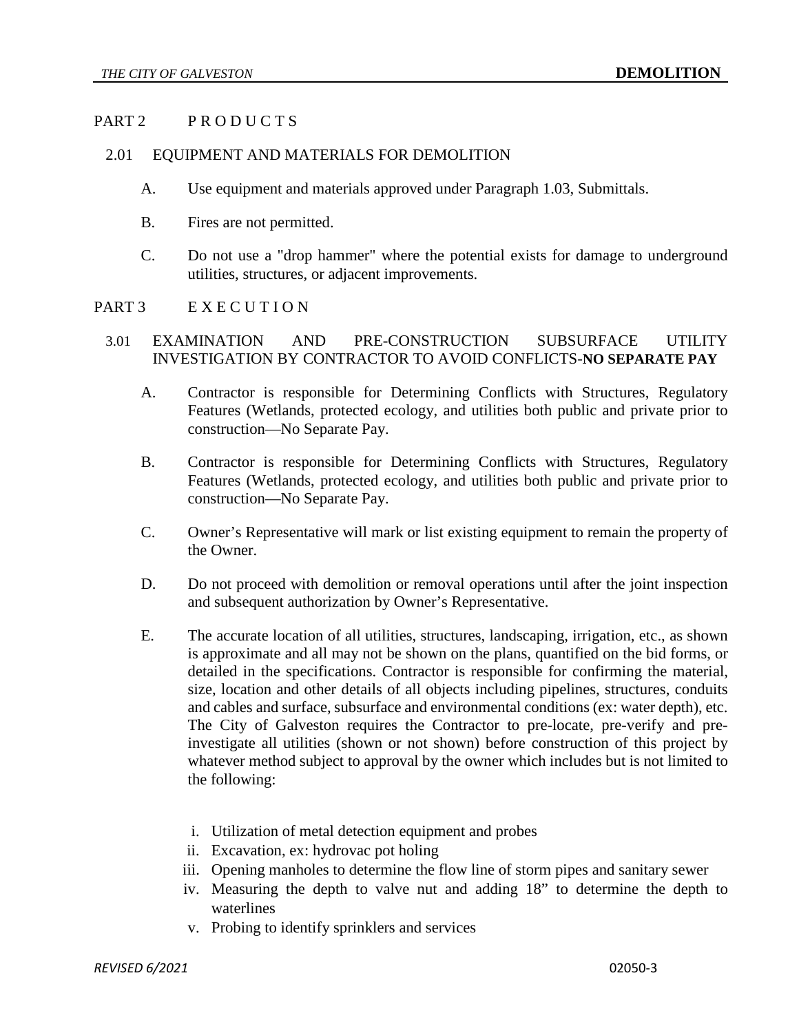## PART 2 P R O D U C T S

### 2.01 EQUIPMENT AND MATERIALS FOR DEMOLITION

A. Use equipment and materials approved under Paragraph 1.03, Submittals.

B. Fires are not permitted.

C. Do not use a "drop hammer" where the potential exists for damage to underground utilities, structures, or adjacent improvements.

## PART 3 E X E C U T I O N

### 3.01 EXAMINATION AND PRE-CONSTRUCTION SUBSURFACE UTILITY INVESTIGATION BY CONTRACTOR TO AVOID CONFLICTS-**NO SEPARATE PAY**

A. Contractor is responsible for Determining Conflicts with Structures, Regulatory Features (Wetlands, protected ecology, and utilities both public and private prior to construction—No Separate Pay.

B. Contractor is responsible for Determining Conflicts with Structures, Regulatory Features (Wetlands, protected ecology, and utilities both public and private prior to construction—No Separate Pay.

C. Owner's Representative will mark or list existing equipment to remain the property of the Owner.

D. Do not proceed with demolition or removal operations until after the joint inspection and subsequent authorization by Owner's Representative.

E. The accurate location of all utilities, structures, landscaping, irrigation, etc., as shown is approximate and all may not be shown on the plans, quantified on the bid forms, or detailed in the specifications. Contractor is responsible for confirming the material, size, location and other details of all objects including pipelines, structures, conduits and cables and surface, subsurface and environmental conditions (ex: water depth), etc. The City of Galveston requires the Contractor to pre-locate, pre-verify and pre-investigate all utilities (shown or not shown) before construction of this project by whatever method subject to approval by the owner which includes but is not limited to the following:

   i. Utilization of metal detection equipment and probes
   ii. Excavation, ex: hydrovac pot holing
   iii. Opening manholes to determine the flow line of storm pipes and sanitary sewer
   iv. Measuring the depth to valve nut and adding 18" to determine the depth to waterlines
   v. Probing to identify sprinklers and services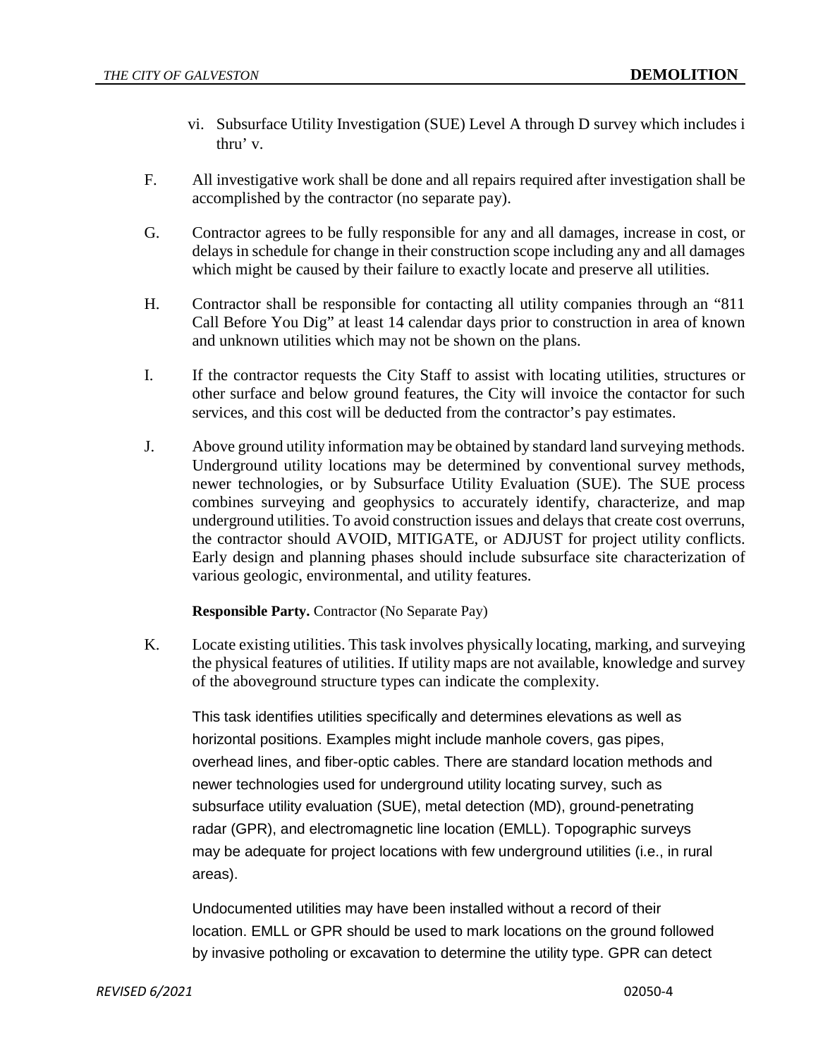vi. Subsurface Utility Investigation (SUE) Level A through D survey which includes i thru' v.

F. All investigative work shall be done and all repairs required after investigation shall be accomplished by the contractor (no separate pay).

G. Contractor agrees to be fully responsible for any and all damages, increase in cost, or delays in schedule for change in their construction scope including any and all damages which might be caused by their failure to exactly locate and preserve all utilities.

H. Contractor shall be responsible for contacting all utility companies through an "811 Call Before You Dig" at least 14 calendar days prior to construction in area of known and unknown utilities which may not be shown on the plans.

I. If the contractor requests the City Staff to assist with locating utilities, structures or other surface and below ground features, the City will invoice the contactor for such services, and this cost will be deducted from the contractor's pay estimates.

J. Above ground utility information may be obtained by standard land surveying methods. Underground utility locations may be determined by conventional survey methods, newer technologies, or by Subsurface Utility Evaluation (SUE). The SUE process combines surveying and geophysics to accurately identify, characterize, and map underground utilities. To avoid construction issues and delays that create cost overruns, the contractor should AVOID, MITIGATE, or ADJUST for project utility conflicts. Early design and planning phases should include subsurface site characterization of various geologic, environmental, and utility features.

**Responsible Party.** Contractor (No Separate Pay)

K. Locate existing utilities. This task involves physically locating, marking, and surveying the physical features of utilities. If utility maps are not available, knowledge and survey of the aboveground structure types can indicate the complexity.

This task identifies utilities specifically and determines elevations as well as horizontal positions. Examples might include manhole covers, gas pipes, overhead lines, and fiber-optic cables. There are standard location methods and newer technologies used for underground utility locating survey, such as subsurface utility evaluation (SUE), metal detection (MD), ground-penetrating radar (GPR), and electromagnetic line location (EMLL). Topographic surveys may be adequate for project locations with few underground utilities (i.e., in rural areas).

Undocumented utilities may have been installed without a record of their location. EMLL or GPR should be used to mark locations on the ground followed by invasive potholing or excavation to determine the utility type. GPR can detect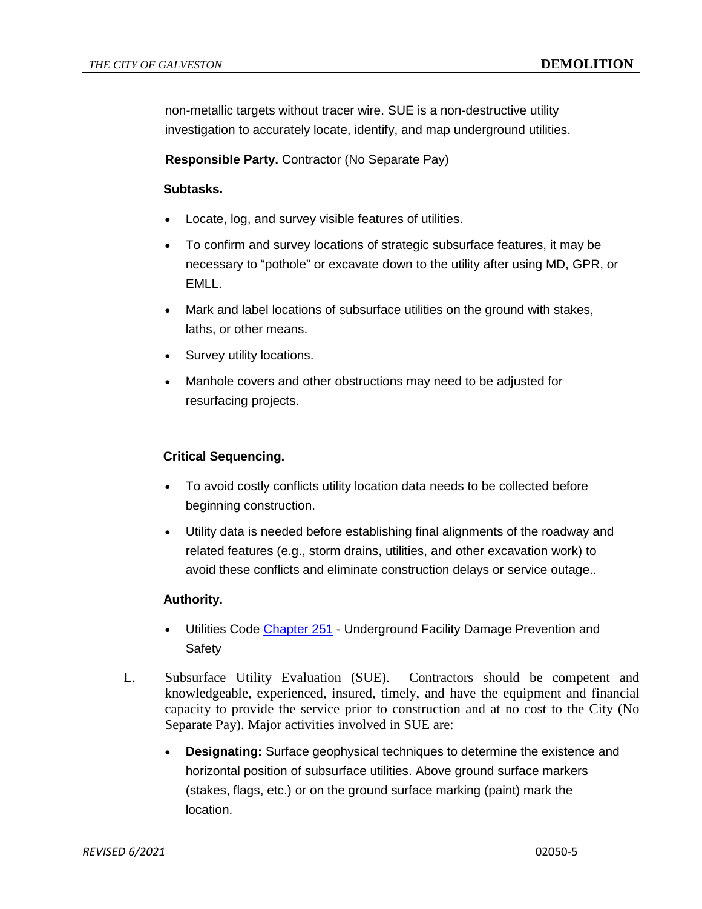non-metallic targets without tracer wire. SUE is a non-destructive utility investigation to accurately locate, identify, and map underground utilities.

**Responsible Party.** Contractor (No Separate Pay)

**Subtasks.**

- Locate, log, and survey visible features of utilities.
- To confirm and survey locations of strategic subsurface features, it may be necessary to "pothole" or excavate down to the utility after using MD, GPR, or EMLL.
- Mark and label locations of subsurface utilities on the ground with stakes, laths, or other means.
- Survey utility locations.
- Manhole covers and other obstructions may need to be adjusted for resurfacing projects.

**Critical Sequencing.**

- To avoid costly conflicts utility location data needs to be collected before beginning construction.
- Utility data is needed before establishing final alignments of the roadway and related features (e.g., storm drains, utilities, and other excavation work) to avoid these conflicts and eliminate construction delays or service outage..

**Authority.**

- Utilities Code Chapter 251 - Underground Facility Damage Prevention and Safety

L. Subsurface Utility Evaluation (SUE). Contractors should be competent and knowledgeable, experienced, insured, timely, and have the equipment and financial capacity to provide the service prior to construction and at no cost to the City (No Separate Pay). Major activities involved in SUE are:

- **Designating:** Surface geophysical techniques to determine the existence and horizontal position of subsurface utilities. Above ground surface markers (stakes, flags, etc.) or on the ground surface marking (paint) mark the location.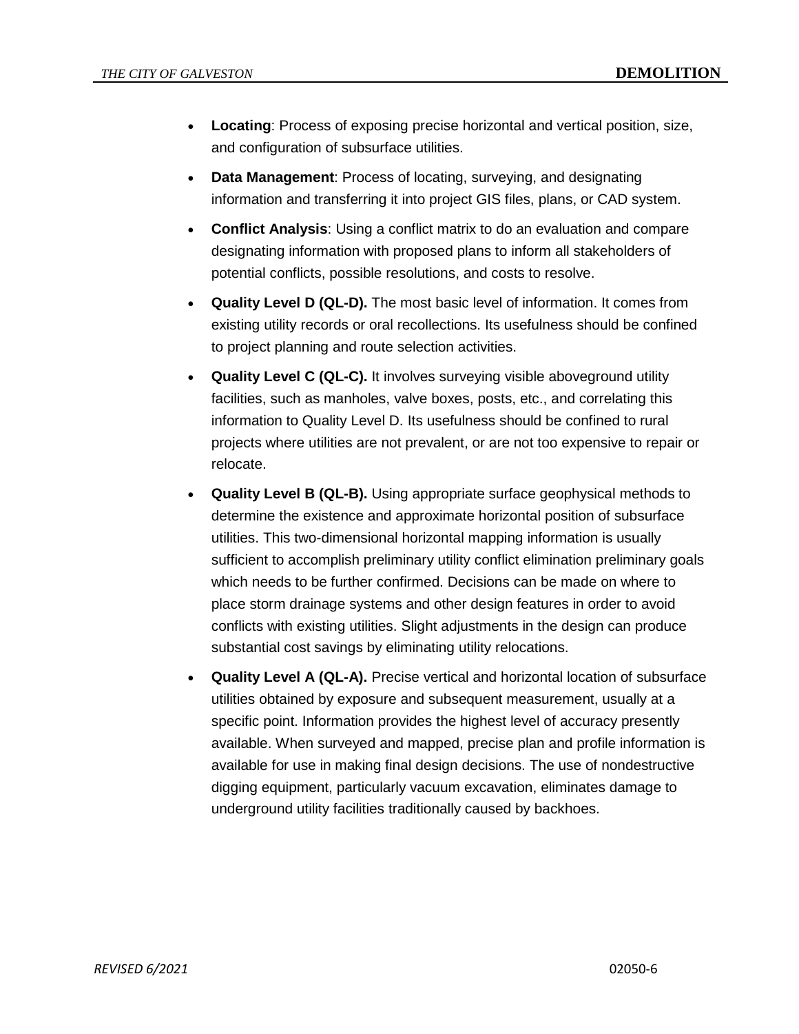- **Locating**: Process of exposing precise horizontal and vertical position, size, and configuration of subsurface utilities.
- **Data Management**: Process of locating, surveying, and designating information and transferring it into project GIS files, plans, or CAD system.
- **Conflict Analysis**: Using a conflict matrix to do an evaluation and compare designating information with proposed plans to inform all stakeholders of potential conflicts, possible resolutions, and costs to resolve.
- **Quality Level D (QL-D).** The most basic level of information. It comes from existing utility records or oral recollections. Its usefulness should be confined to project planning and route selection activities.
- **Quality Level C (QL-C).** It involves surveying visible aboveground utility facilities, such as manholes, valve boxes, posts, etc., and correlating this information to Quality Level D. Its usefulness should be confined to rural projects where utilities are not prevalent, or are not too expensive to repair or relocate.
- **Quality Level B (QL-B).** Using appropriate surface geophysical methods to determine the existence and approximate horizontal position of subsurface utilities. This two-dimensional horizontal mapping information is usually sufficient to accomplish preliminary utility conflict elimination preliminary goals which needs to be further confirmed. Decisions can be made on where to place storm drainage systems and other design features in order to avoid conflicts with existing utilities. Slight adjustments in the design can produce substantial cost savings by eliminating utility relocations.
- **Quality Level A (QL-A).** Precise vertical and horizontal location of subsurface utilities obtained by exposure and subsequent measurement, usually at a specific point. Information provides the highest level of accuracy presently available. When surveyed and mapped, precise plan and profile information is available for use in making final design decisions. The use of nondestructive digging equipment, particularly vacuum excavation, eliminates damage to underground utility facilities traditionally caused by backhoes.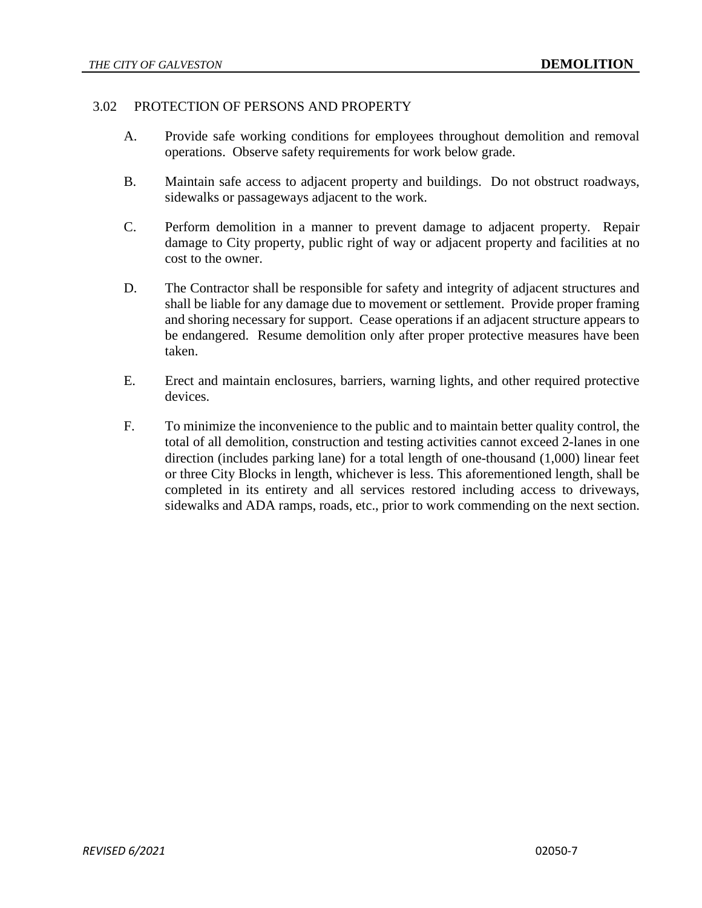## 3.02 PROTECTION OF PERSONS AND PROPERTY

A. Provide safe working conditions for employees throughout demolition and removal operations. Observe safety requirements for work below grade.

B. Maintain safe access to adjacent property and buildings. Do not obstruct roadways, sidewalks or passageways adjacent to the work.

C. Perform demolition in a manner to prevent damage to adjacent property. Repair damage to City property, public right of way or adjacent property and facilities at no cost to the owner.

D. The Contractor shall be responsible for safety and integrity of adjacent structures and shall be liable for any damage due to movement or settlement. Provide proper framing and shoring necessary for support. Cease operations if an adjacent structure appears to be endangered. Resume demolition only after proper protective measures have been taken.

E. Erect and maintain enclosures, barriers, warning lights, and other required protective devices.

F. To minimize the inconvenience to the public and to maintain better quality control, the total of all demolition, construction and testing activities cannot exceed 2-lanes in one direction (includes parking lane) for a total length of one-thousand (1,000) linear feet or three City Blocks in length, whichever is less. This aforementioned length, shall be completed in its entirety and all services restored including access to driveways, sidewalks and ADA ramps, roads, etc., prior to work commending on the next section.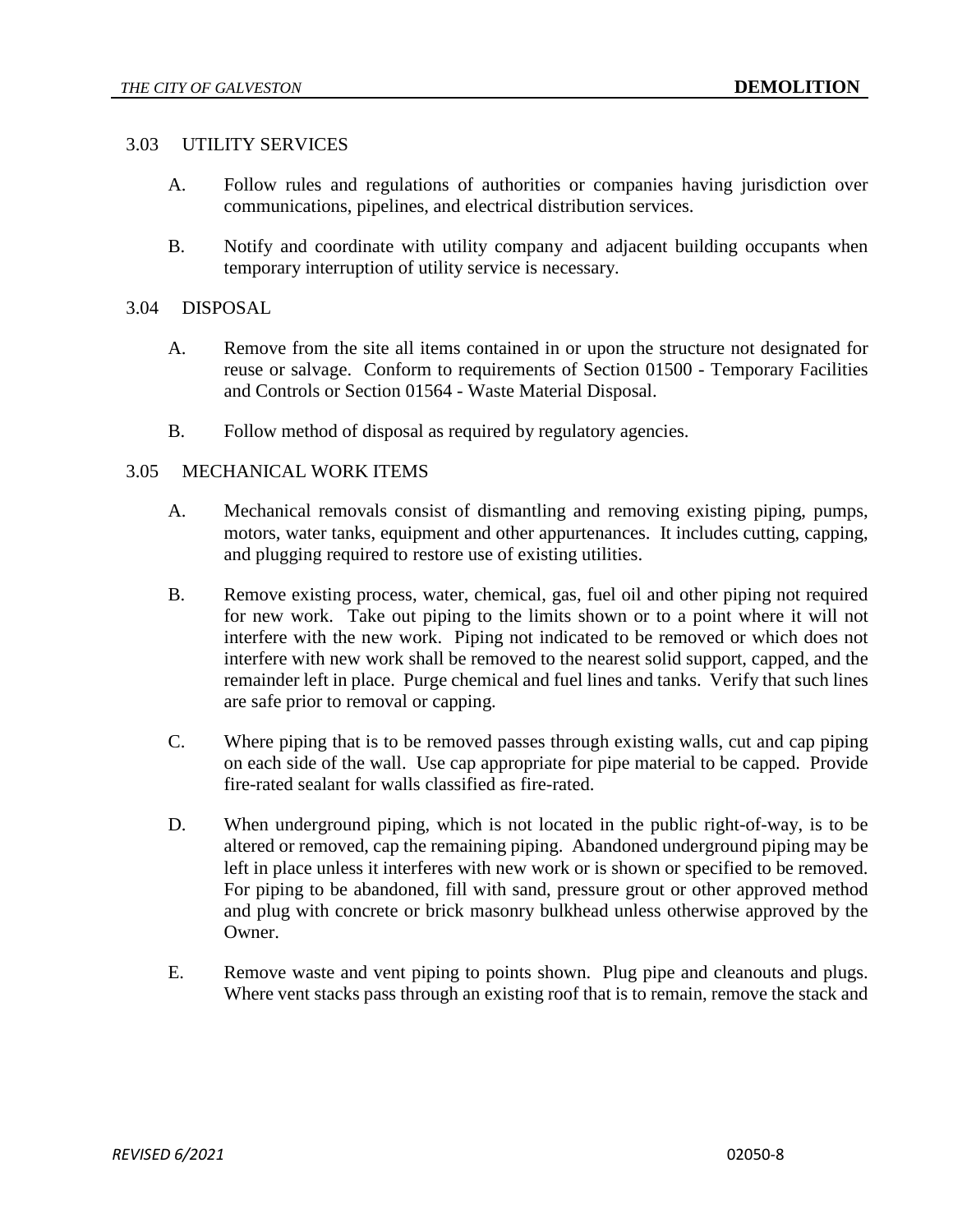## 3.03 UTILITY SERVICES

A. Follow rules and regulations of authorities or companies having jurisdiction over communications, pipelines, and electrical distribution services.

B. Notify and coordinate with utility company and adjacent building occupants when temporary interruption of utility service is necessary.

## 3.04 DISPOSAL

A. Remove from the site all items contained in or upon the structure not designated for reuse or salvage. Conform to requirements of Section 01500 - Temporary Facilities and Controls or Section 01564 - Waste Material Disposal.

B. Follow method of disposal as required by regulatory agencies.

## 3.05 MECHANICAL WORK ITEMS

A. Mechanical removals consist of dismantling and removing existing piping, pumps, motors, water tanks, equipment and other appurtenances. It includes cutting, capping, and plugging required to restore use of existing utilities.

B. Remove existing process, water, chemical, gas, fuel oil and other piping not required for new work. Take out piping to the limits shown or to a point where it will not interfere with the new work. Piping not indicated to be removed or which does not interfere with new work shall be removed to the nearest solid support, capped, and the remainder left in place. Purge chemical and fuel lines and tanks. Verify that such lines are safe prior to removal or capping.

C. Where piping that is to be removed passes through existing walls, cut and cap piping on each side of the wall. Use cap appropriate for pipe material to be capped. Provide fire-rated sealant for walls classified as fire-rated.

D. When underground piping, which is not located in the public right-of-way, is to be altered or removed, cap the remaining piping. Abandoned underground piping may be left in place unless it interferes with new work or is shown or specified to be removed. For piping to be abandoned, fill with sand, pressure grout or other approved method and plug with concrete or brick masonry bulkhead unless otherwise approved by the Owner.

E. Remove waste and vent piping to points shown. Plug pipe and cleanouts and plugs. Where vent stacks pass through an existing roof that is to remain, remove the stack and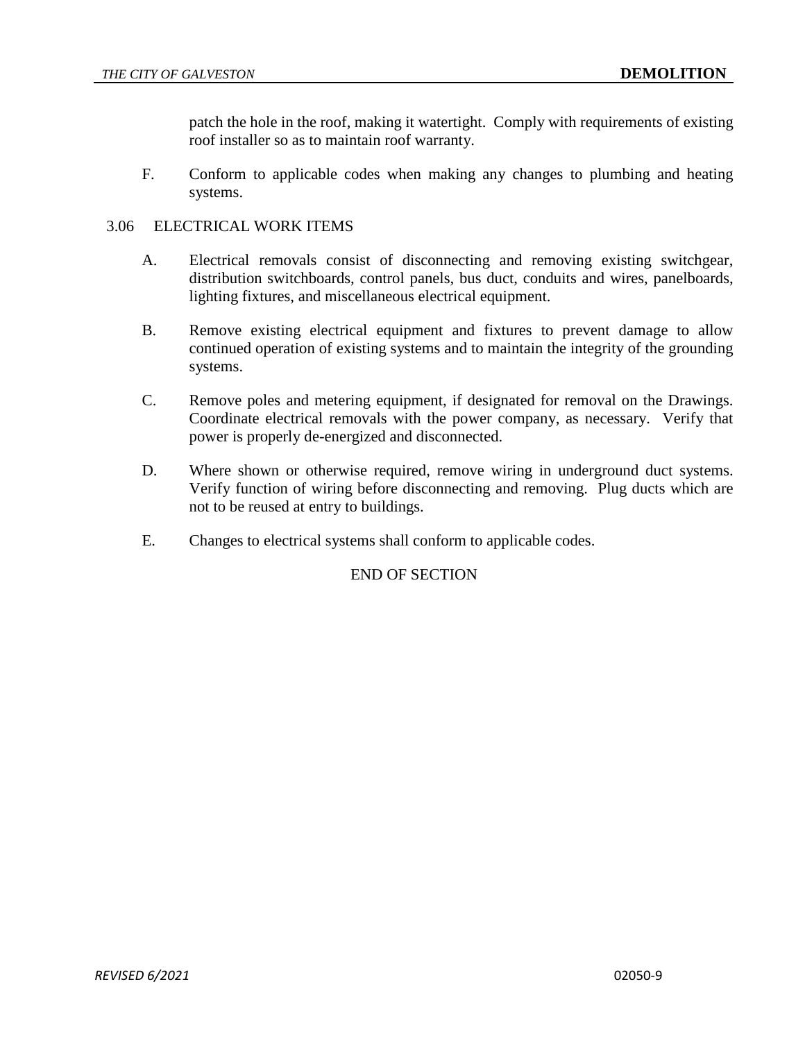patch the hole in the roof, making it watertight. Comply with requirements of existing roof installer so as to maintain roof warranty.

F. Conform to applicable codes when making any changes to plumbing and heating systems.

## 3.06 ELECTRICAL WORK ITEMS

A. Electrical removals consist of disconnecting and removing existing switchgear, distribution switchboards, control panels, bus duct, conduits and wires, panelboards, lighting fixtures, and miscellaneous electrical equipment.

B. Remove existing electrical equipment and fixtures to prevent damage to allow continued operation of existing systems and to maintain the integrity of the grounding systems.

C. Remove poles and metering equipment, if designated for removal on the Drawings. Coordinate electrical removals with the power company, as necessary. Verify that power is properly de-energized and disconnected.

D. Where shown or otherwise required, remove wiring in underground duct systems. Verify function of wiring before disconnecting and removing. Plug ducts which are not to be reused at entry to buildings.

E. Changes to electrical systems shall conform to applicable codes.

END OF SECTION